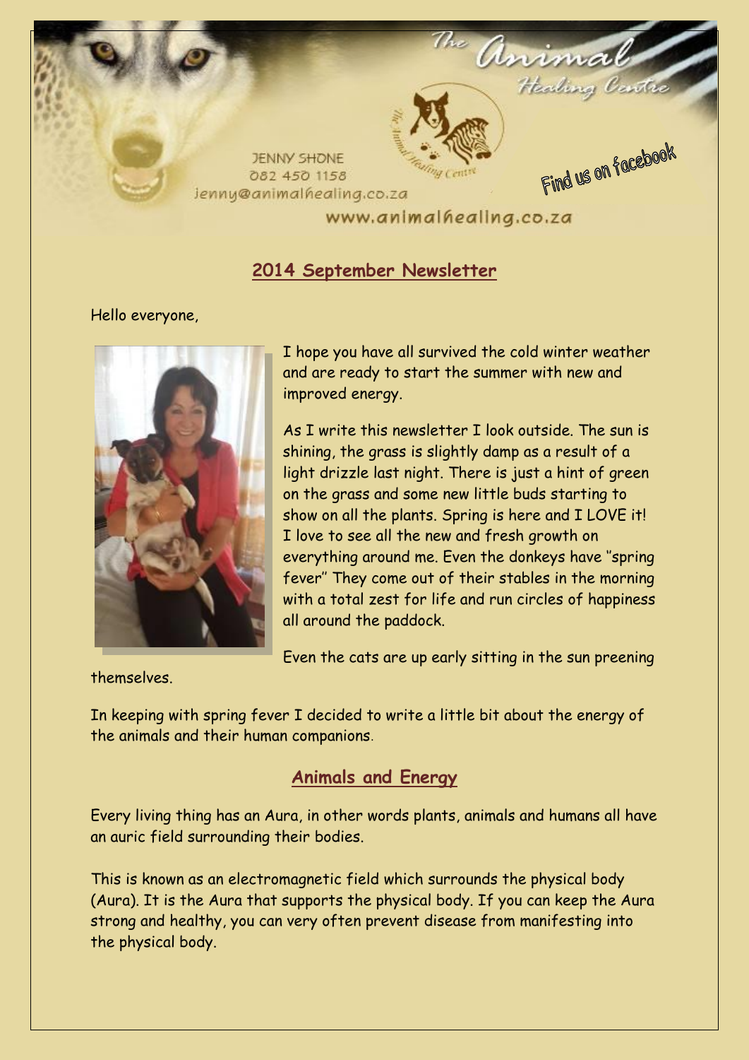The Animal Healing Centre

JENNY SHONE
082 450 1158
jenny@animalhealing.co.za

www.animalhealing.co.za

Find us on facebook

## 2014 September Newsletter

Hello everyone,

I hope you have all survived the cold winter weather and are ready to start the summer with new and improved energy.

As I write this newsletter I look outside. The sun is shining, the grass is slightly damp as a result of a light drizzle last night. There is just a hint of green on the grass and some new little buds starting to show on all the plants. Spring is here and I LOVE it! I love to see all the new and fresh growth on everything around me. Even the donkeys have "spring fever" They come out of their stables in the morning with a total zest for life and run circles of happiness all around the paddock.

Even the cats are up early sitting in the sun preening themselves.

In keeping with spring fever I decided to write a little bit about the energy of the animals and their human companions.

## Animals and Energy

Every living thing has an Aura, in other words plants, animals and humans all have an auric field surrounding their bodies.

This is known as an electromagnetic field which surrounds the physical body (Aura). It is the Aura that supports the physical body. If you can keep the Aura strong and healthy, you can very often prevent disease from manifesting into the physical body.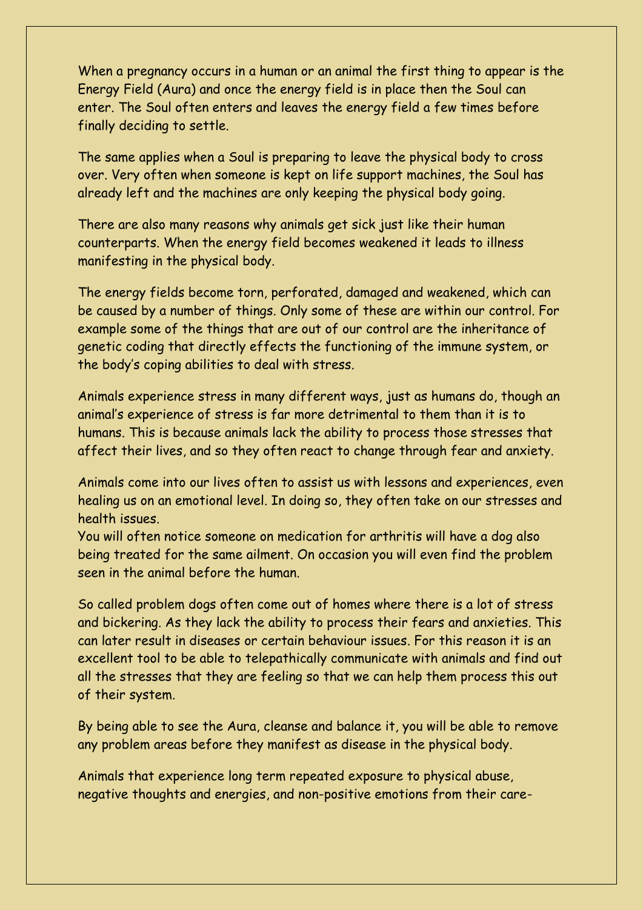When a pregnancy occurs in a human or an animal the first thing to appear is the Energy Field (Aura) and once the energy field is in place then the Soul can enter. The Soul often enters and leaves the energy field a few times before finally deciding to settle.

The same applies when a Soul is preparing to leave the physical body to cross over. Very often when someone is kept on life support machines, the Soul has already left and the machines are only keeping the physical body going.

There are also many reasons why animals get sick just like their human counterparts. When the energy field becomes weakened it leads to illness manifesting in the physical body.

The energy fields become torn, perforated, damaged and weakened, which can be caused by a number of things. Only some of these are within our control. For example some of the things that are out of our control are the inheritance of genetic coding that directly effects the functioning of the immune system, or the body's coping abilities to deal with stress.

Animals experience stress in many different ways, just as humans do, though an animal's experience of stress is far more detrimental to them than it is to humans. This is because animals lack the ability to process those stresses that affect their lives, and so they often react to change through fear and anxiety.

Animals come into our lives often to assist us with lessons and experiences, even healing us on an emotional level. In doing so, they often take on our stresses and health issues.
You will often notice someone on medication for arthritis will have a dog also being treated for the same ailment. On occasion you will even find the problem seen in the animal before the human.

So called problem dogs often come out of homes where there is a lot of stress and bickering. As they lack the ability to process their fears and anxieties. This can later result in diseases or certain behaviour issues. For this reason it is an excellent tool to be able to telepathically communicate with animals and find out all the stresses that they are feeling so that we can help them process this out of their system.

By being able to see the Aura, cleanse and balance it, you will be able to remove any problem areas before they manifest as disease in the physical body.

Animals that experience long term repeated exposure to physical abuse, negative thoughts and energies, and non-positive emotions from their care-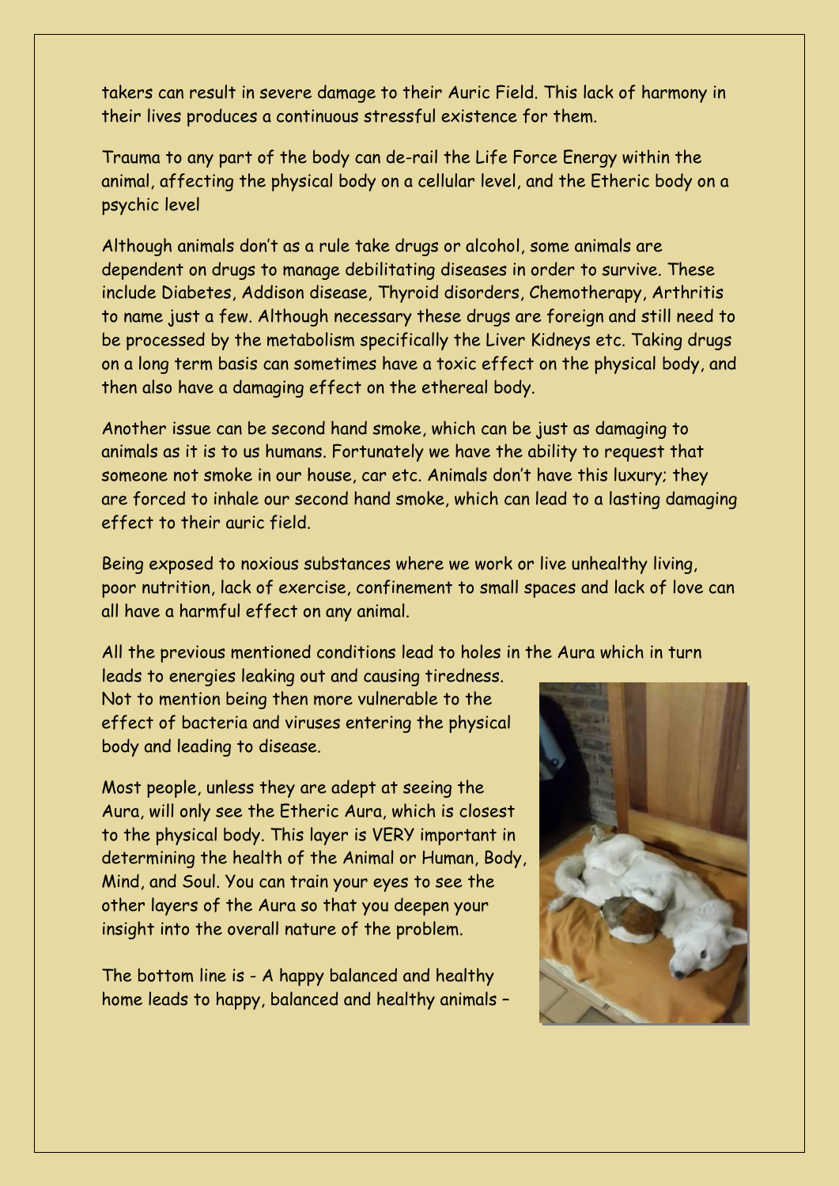takers can result in severe damage to their Auric Field. This lack of harmony in their lives produces a continuous stressful existence for them.

Trauma to any part of the body can de-rail the Life Force Energy within the animal, affecting the physical body on a cellular level, and the Etheric body on a psychic level

Although animals don't as a rule take drugs or alcohol, some animals are dependent on drugs to manage debilitating diseases in order to survive. These include Diabetes, Addison disease, Thyroid disorders, Chemotherapy, Arthritis to name just a few. Although necessary these drugs are foreign and still need to be processed by the metabolism specifically the Liver Kidneys etc. Taking drugs on a long term basis can sometimes have a toxic effect on the physical body, and then also have a damaging effect on the ethereal body.

Another issue can be second hand smoke, which can be just as damaging to animals as it is to us humans. Fortunately we have the ability to request that someone not smoke in our house, car etc. Animals don't have this luxury; they are forced to inhale our second hand smoke, which can lead to a lasting damaging effect to their auric field.

Being exposed to noxious substances where we work or live unhealthy living, poor nutrition, lack of exercise, confinement to small spaces and lack of love can all have a harmful effect on any animal.

All the previous mentioned conditions lead to holes in the Aura which in turn leads to energies leaking out and causing tiredness. Not to mention being then more vulnerable to the effect of bacteria and viruses entering the physical body and leading to disease.

Most people, unless they are adept at seeing the Aura, will only see the Etheric Aura, which is closest to the physical body. This layer is VERY important in determining the health of the Animal or Human, Body, Mind, and Soul. You can train your eyes to see the other layers of the Aura so that you deepen your insight into the overall nature of the problem.

The bottom line is - A happy balanced and healthy home leads to happy, balanced and healthy animals –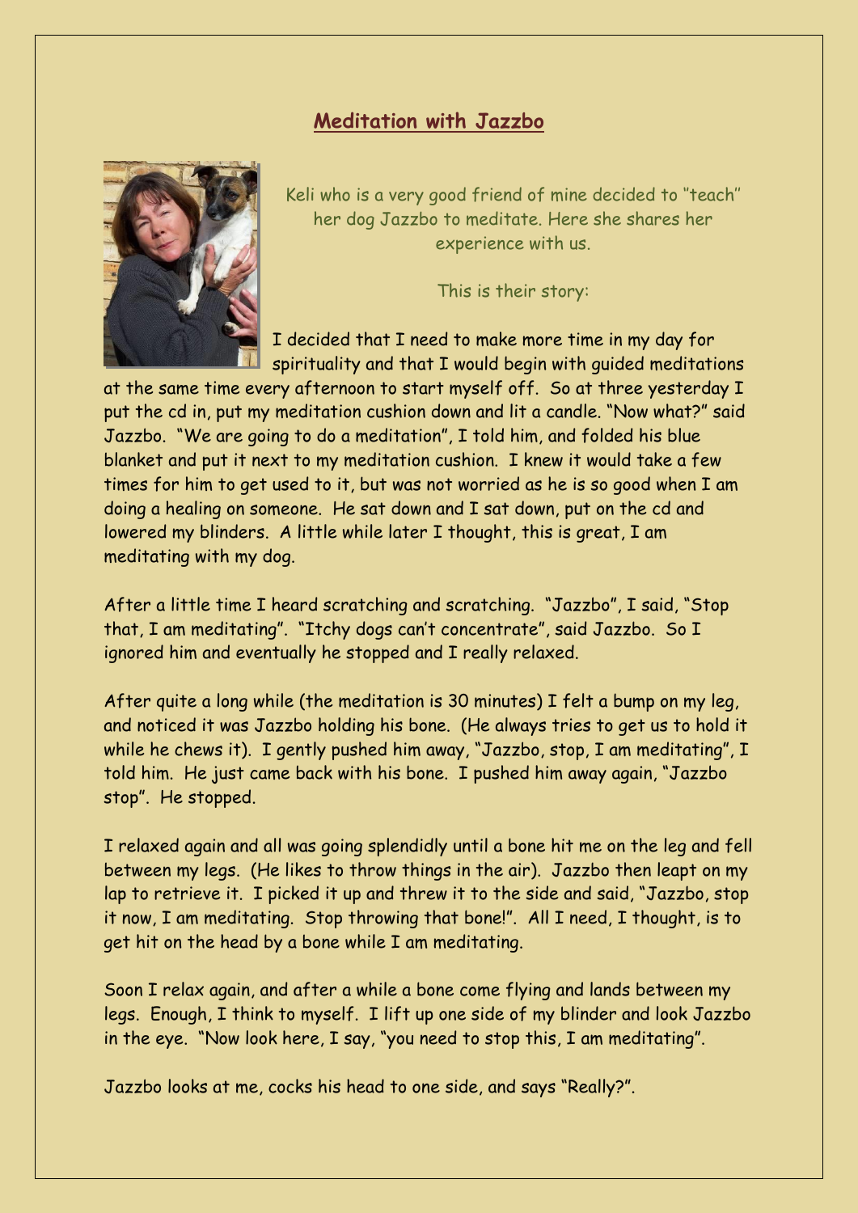## Meditation with Jazzbo

Keli who is a very good friend of mine decided to ''teach'' her dog Jazzbo to meditate. Here she shares her experience with us.

This is their story:

I decided that I need to make more time in my day for spirituality and that I would begin with guided meditations at the same time every afternoon to start myself off. So at three yesterday I put the cd in, put my meditation cushion down and lit a candle. "Now what?" said Jazzbo. "We are going to do a meditation", I told him, and folded his blue blanket and put it next to my meditation cushion. I knew it would take a few times for him to get used to it, but was not worried as he is so good when I am doing a healing on someone. He sat down and I sat down, put on the cd and lowered my blinders. A little while later I thought, this is great, I am meditating with my dog.

After a little time I heard scratching and scratching. "Jazzbo", I said, "Stop that, I am meditating". "Itchy dogs can't concentrate", said Jazzbo. So I ignored him and eventually he stopped and I really relaxed.

After quite a long while (the meditation is 30 minutes) I felt a bump on my leg, and noticed it was Jazzbo holding his bone. (He always tries to get us to hold it while he chews it). I gently pushed him away, "Jazzbo, stop, I am meditating", I told him. He just came back with his bone. I pushed him away again, "Jazzbo stop". He stopped.

I relaxed again and all was going splendidly until a bone hit me on the leg and fell between my legs. (He likes to throw things in the air). Jazzbo then leapt on my lap to retrieve it. I picked it up and threw it to the side and said, "Jazzbo, stop it now, I am meditating. Stop throwing that bone!". All I need, I thought, is to get hit on the head by a bone while I am meditating.

Soon I relax again, and after a while a bone come flying and lands between my legs. Enough, I think to myself. I lift up one side of my blinder and look Jazzbo in the eye. "Now look here, I say, "you need to stop this, I am meditating".

Jazzbo looks at me, cocks his head to one side, and says "Really?".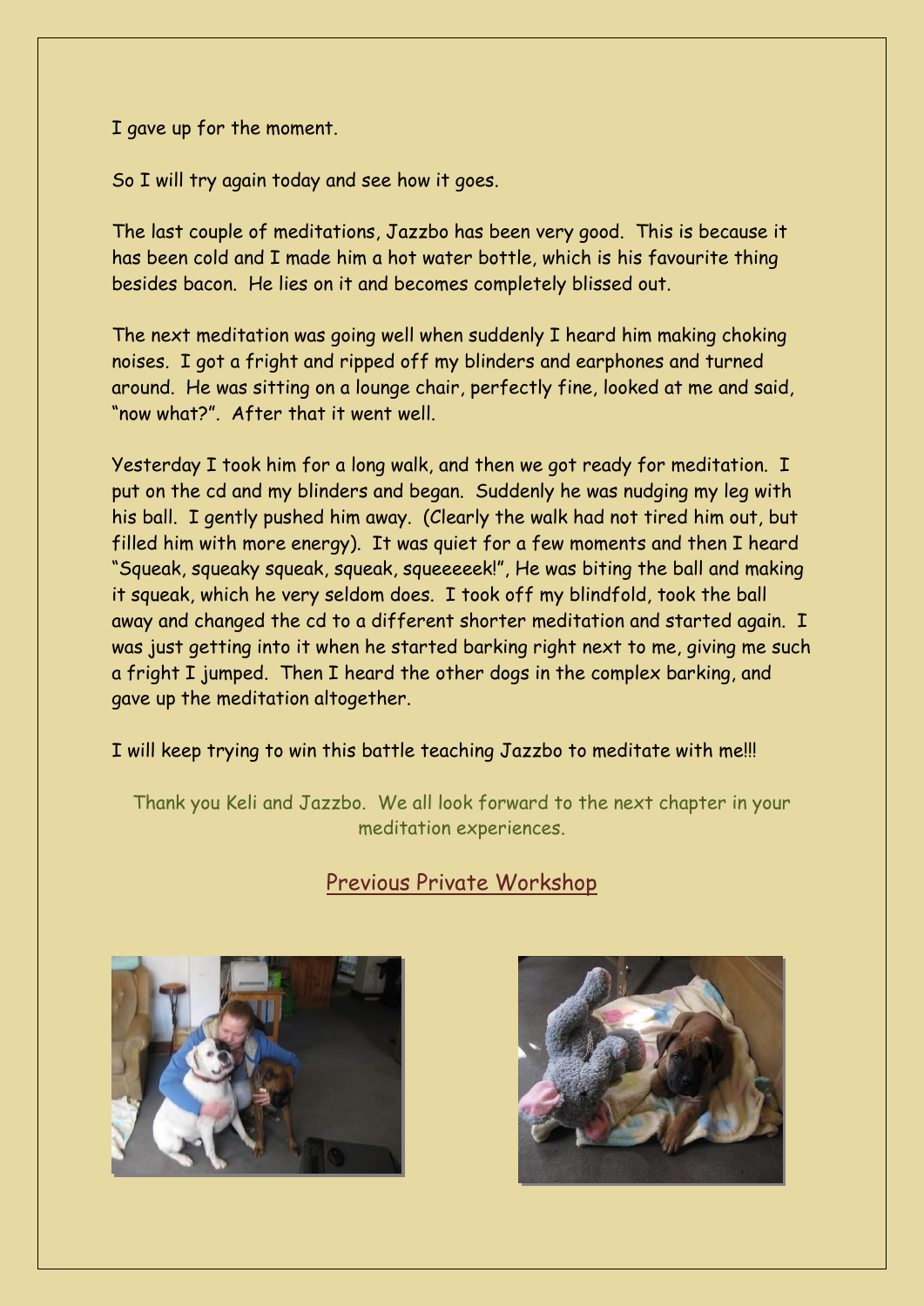I gave up for the moment.

So I will try again today and see how it goes.

The last couple of meditations, Jazzbo has been very good. This is because it has been cold and I made him a hot water bottle, which is his favourite thing besides bacon. He lies on it and becomes completely blissed out.

The next meditation was going well when suddenly I heard him making choking noises. I got a fright and ripped off my blinders and earphones and turned around. He was sitting on a lounge chair, perfectly fine, looked at me and said, "now what?". After that it went well.

Yesterday I took him for a long walk, and then we got ready for meditation. I put on the cd and my blinders and began. Suddenly he was nudging my leg with his ball. I gently pushed him away. (Clearly the walk had not tired him out, but filled him with more energy). It was quiet for a few moments and then I heard "Squeak, squeaky squeak, squeak, squeeeeek!", He was biting the ball and making it squeak, which he very seldom does. I took off my blindfold, took the ball away and changed the cd to a different shorter meditation and started again. I was just getting into it when he started barking right next to me, giving me such a fright I jumped. Then I heard the other dogs in the complex barking, and gave up the meditation altogether.

I will keep trying to win this battle teaching Jazzbo to meditate with me!!!

Thank you Keli and Jazzbo. We all look forward to the next chapter in your meditation experiences.

Previous Private Workshop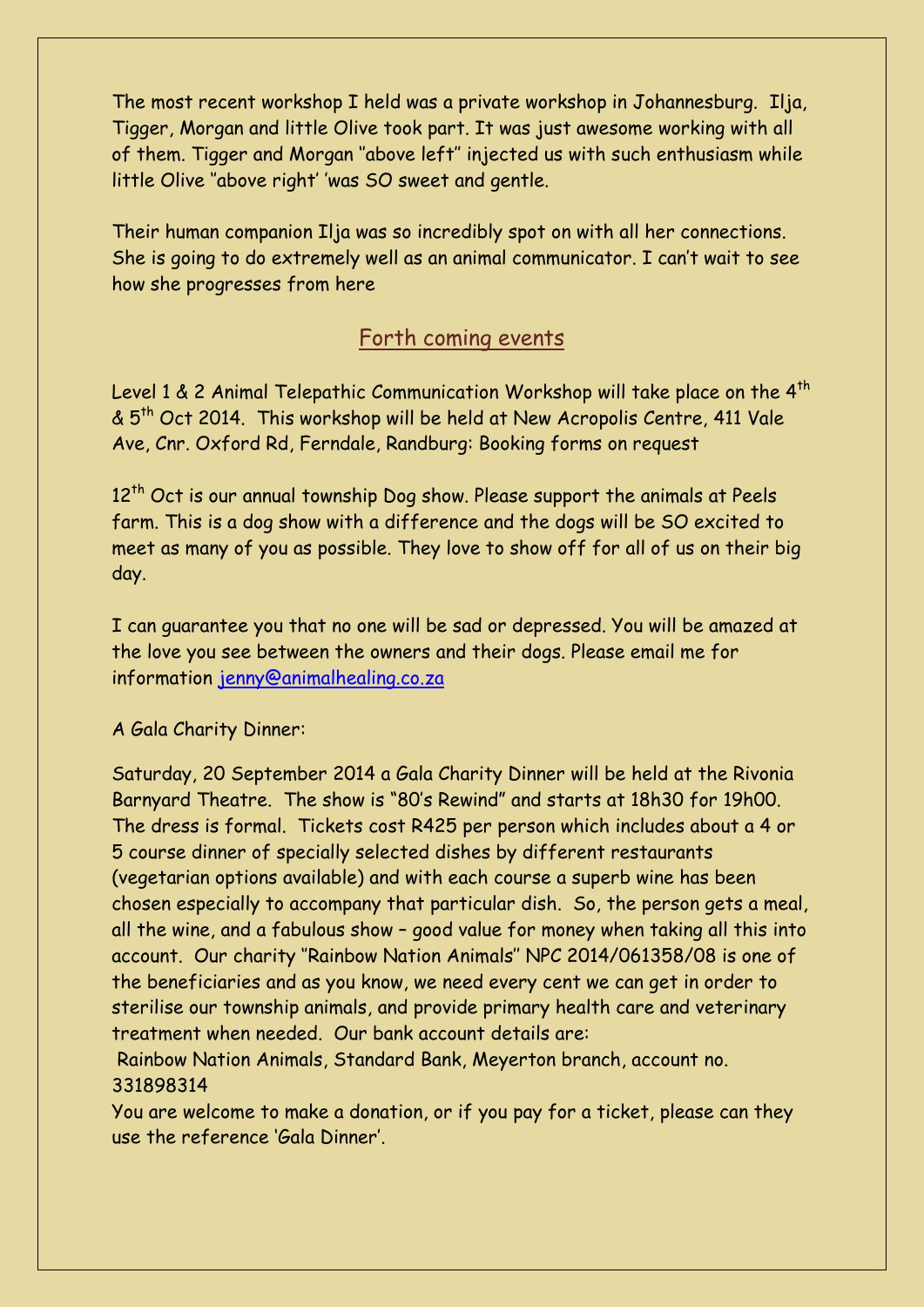The most recent workshop I held was a private workshop in Johannesburg. Ilja, Tigger, Morgan and little Olive took part. It was just awesome working with all of them. Tigger and Morgan "above left" injected us with such enthusiasm while little Olive "above right' 'was SO sweet and gentle.

Their human companion Ilja was so incredibly spot on with all her connections. She is going to do extremely well as an animal communicator. I can't wait to see how she progresses from here

## Forth coming events

Level 1 & 2 Animal Telepathic Communication Workshop will take place on the 4th & 5th Oct 2014. This workshop will be held at New Acropolis Centre, 411 Vale Ave, Cnr. Oxford Rd, Ferndale, Randburg: Booking forms on request

12th Oct is our annual township Dog show. Please support the animals at Peels farm. This is a dog show with a difference and the dogs will be SO excited to meet as many of you as possible. They love to show off for all of us on their big day.

I can guarantee you that no one will be sad or depressed. You will be amazed at the love you see between the owners and their dogs. Please email me for information jenny@animalhealing.co.za

A Gala Charity Dinner:

Saturday, 20 September 2014 a Gala Charity Dinner will be held at the Rivonia Barnyard Theatre. The show is "80's Rewind" and starts at 18h30 for 19h00. The dress is formal. Tickets cost R425 per person which includes about a 4 or 5 course dinner of specially selected dishes by different restaurants (vegetarian options available) and with each course a superb wine has been chosen especially to accompany that particular dish. So, the person gets a meal, all the wine, and a fabulous show – good value for money when taking all this into account. Our charity "Rainbow Nation Animals" NPC 2014/061358/08 is one of the beneficiaries and as you know, we need every cent we can get in order to sterilise our township animals, and provide primary health care and veterinary treatment when needed. Our bank account details are:
Rainbow Nation Animals, Standard Bank, Meyerton branch, account no. 331898314
You are welcome to make a donation, or if you pay for a ticket, please can they use the reference 'Gala Dinner'.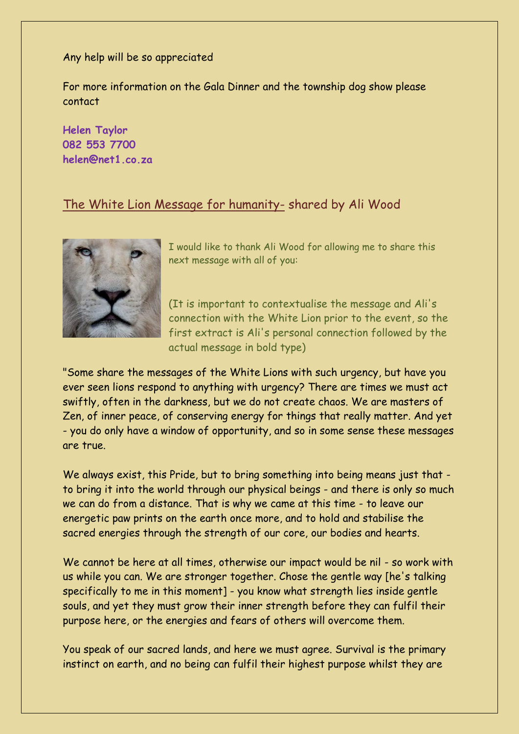Any help will be so appreciated

For more information on the Gala Dinner and the township dog show please contact

**Helen Taylor**
**082 553 7700**
**helen@net1.co.za**

## The White Lion Message for humanity- shared by Ali Wood

I would like to thank Ali Wood for allowing me to share this next message with all of you:

(It is important to contextualise the message and Ali's connection with the White Lion prior to the event, so the first extract is Ali's personal connection followed by the actual message in bold type)

"Some share the messages of the White Lions with such urgency, but have you ever seen lions respond to anything with urgency? There are times we must act swiftly, often in the darkness, but we do not create chaos. We are masters of Zen, of inner peace, of conserving energy for things that really matter. And yet - you do only have a window of opportunity, and so in some sense these messages are true.

We always exist, this Pride, but to bring something into being means just that - to bring it into the world through our physical beings - and there is only so much we can do from a distance. That is why we came at this time - to leave our energetic paw prints on the earth once more, and to hold and stabilise the sacred energies through the strength of our core, our bodies and hearts.

We cannot be here at all times, otherwise our impact would be nil - so work with us while you can. We are stronger together. Chose the gentle way [he's talking specifically to me in this moment] - you know what strength lies inside gentle souls, and yet they must grow their inner strength before they can fulfil their purpose here, or the energies and fears of others will overcome them.

You speak of our sacred lands, and here we must agree. Survival is the primary instinct on earth, and no being can fulfil their highest purpose whilst they are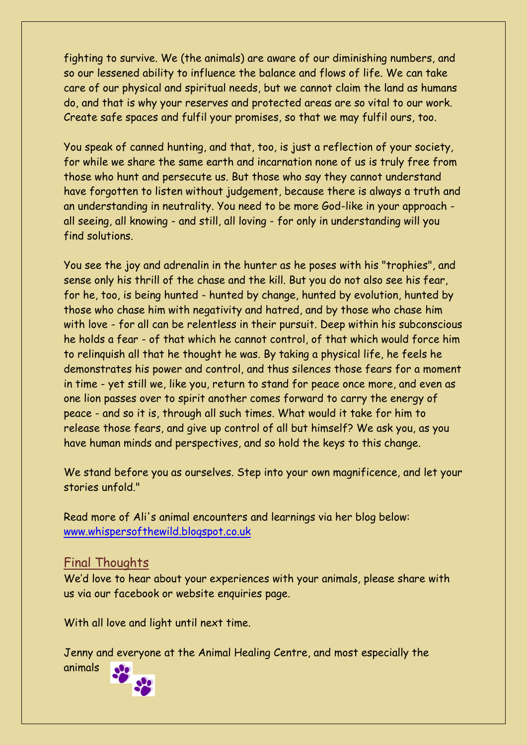fighting to survive. We (the animals) are aware of our diminishing numbers, and so our lessened ability to influence the balance and flows of life. We can take care of our physical and spiritual needs, but we cannot claim the land as humans do, and that is why your reserves and protected areas are so vital to our work. Create safe spaces and fulfil your promises, so that we may fulfil ours, too.

You speak of canned hunting, and that, too, is just a reflection of your society, for while we share the same earth and incarnation none of us is truly free from those who hunt and persecute us. But those who say they cannot understand have forgotten to listen without judgement, because there is always a truth and an understanding in neutrality. You need to be more God-like in your approach - all seeing, all knowing - and still, all loving - for only in understanding will you find solutions.

You see the joy and adrenalin in the hunter as he poses with his "trophies", and sense only his thrill of the chase and the kill. But you do not also see his fear, for he, too, is being hunted - hunted by change, hunted by evolution, hunted by those who chase him with negativity and hatred, and by those who chase him with love - for all can be relentless in their pursuit. Deep within his subconscious he holds a fear - of that which he cannot control, of that which would force him to relinquish all that he thought he was. By taking a physical life, he feels he demonstrates his power and control, and thus silences those fears for a moment in time - yet still we, like you, return to stand for peace once more, and even as one lion passes over to spirit another comes forward to carry the energy of peace - and so it is, through all such times. What would it take for him to release those fears, and give up control of all but himself? We ask you, as you have human minds and perspectives, and so hold the keys to this change.

We stand before you as ourselves. Step into your own magnificence, and let your stories unfold."

Read more of Ali's animal encounters and learnings via her blog below:
[www.whispersofthewild.blogspot.co.uk](www.whispersofthewild.blogspot.co.uk)

## Final Thoughts

We'd love to hear about your experiences with your animals, please share with us via our facebook or website enquiries page.

With all love and light until next time.

Jenny and everyone at the Animal Healing Centre, and most especially the animals